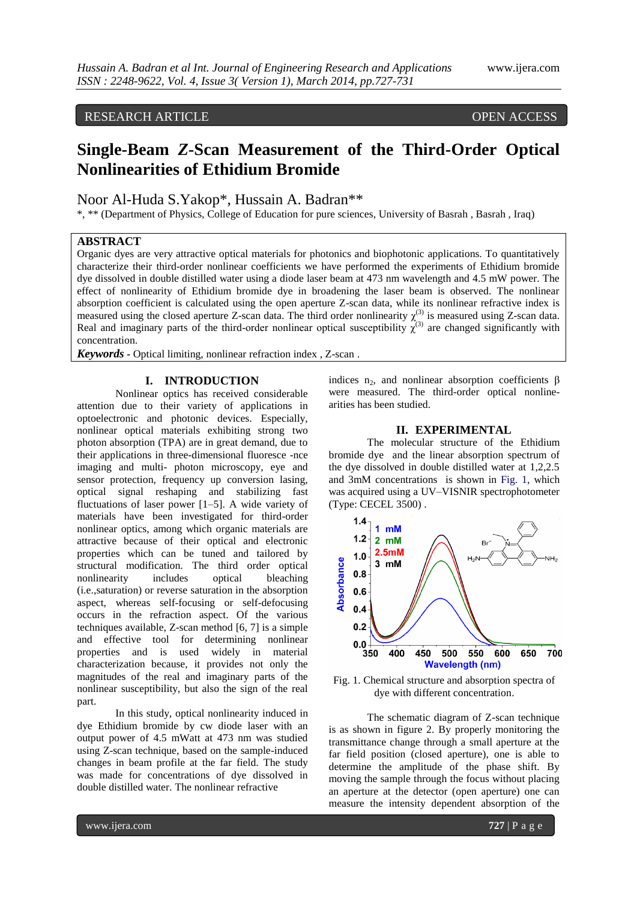RESEARCH ARTICLE OPEN ACCESS

# Single-Beam *Z*-Scan Measurement of the Third-Order Optical Nonlinearities of Ethidium Bromide

Noor Al-Huda S.Yakop*, Hussain A. Badran**

*, ** (Department of Physics, College of Education for pure sciences, University of Basrah , Basrah , Iraq)

## ABSTRACT

Organic dyes are very attractive optical materials for photonics and biophotonic applications. To quantitatively characterize their third-order nonlinear coefficients we have performed the experiments of Ethidium bromide dye dissolved in double distilled water using a diode laser beam at 473 nm wavelength and 4.5 mW power. The effect of nonlinearity of Ethidium bromide dye in broadening the laser beam is observed. The nonlinear absorption coefficient is calculated using the open aperture Z-scan data, while its nonlinear refractive index is measured using the closed aperture Z-scan data. The third order nonlinearity $\chi^{(3)}$ is measured using Z-scan data. Real and imaginary parts of the third-order nonlinear optical susceptibility $\chi^{(3)}$ are changed significantly with concentration.

***Keywords*** - Optical limiting, nonlinear refraction index , Z-scan .

## I. INTRODUCTION

Nonlinear optics has received considerable attention due to their variety of applications in optoelectronic and photonic devices. Especially, nonlinear optical materials exhibiting strong two photon absorption (TPA) are in great demand, due to their applications in three-dimensional fluoresce -nce imaging and multi- photon microscopy, eye and sensor protection, frequency up conversion lasing, optical signal reshaping and stabilizing fast fluctuations of laser power [1–5]. A wide variety of materials have been investigated for third-order nonlinear optics, among which organic materials are attractive because of their optical and electronic properties which can be tuned and tailored by structural modification. The third order optical nonlinearity includes optical bleaching (i.e.,saturation) or reverse saturation in the absorption aspect, whereas self-focusing or self-defocusing occurs in the refraction aspect. Of the various techniques available, Z-scan method [6, 7] is a simple and effective tool for determining nonlinear properties and is used widely in material characterization because, it provides not only the magnitudes of the real and imaginary parts of the nonlinear susceptibility, but also the sign of the real part.

In this study, optical nonlinearity induced in dye Ethidium bromide by cw diode laser with an output power of 4.5 mWatt at 473 nm was studied using Z-scan technique, based on the sample-induced changes in beam profile at the far field. The study was made for concentrations of dye dissolved in double distilled water. The nonlinear refractive indices $n_2$, and nonlinear absorption coefficients β were measured. The third-order optical nonlinearities has been studied.

## II. EXPERIMENTAL

The molecular structure of the Ethidium bromide dye and the linear absorption spectrum of the dye dissolved in double distilled water at 1,2,2.5 and 3mM concentrations is shown in Fig. 1, which was acquired using a UV–VISNIR spectrophotometer (Type: CECEL 3500) .

Fig. 1. Chemical structure and absorption spectra of dye with different concentration.

The schematic diagram of Z-scan technique is as shown in figure 2. By properly monitoring the transmittance change through a small aperture at the far field position (closed aperture), one is able to determine the amplitude of the phase shift. By moving the sample through the focus without placing an aperture at the detector (open aperture) one can measure the intensity dependent absorption of the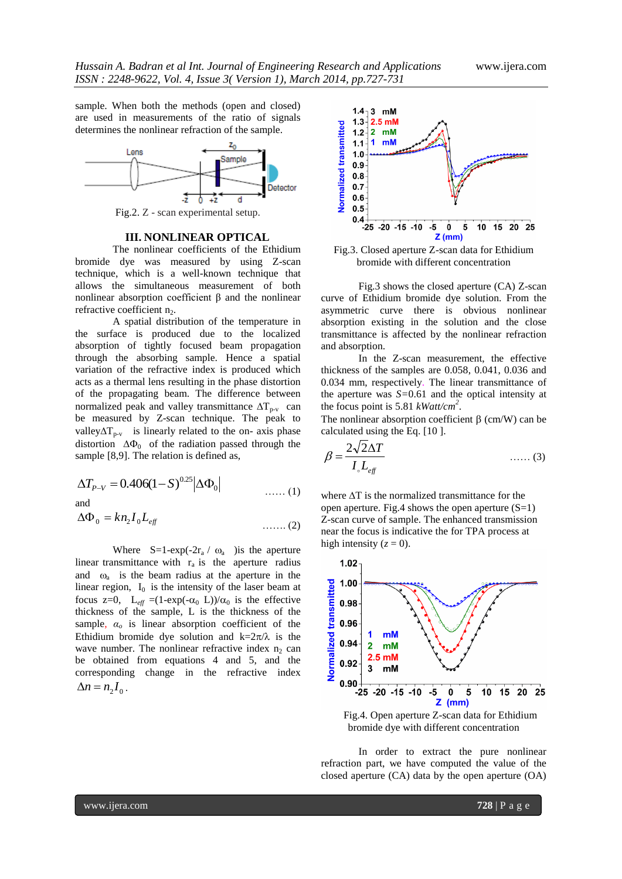sample. When both the methods (open and closed) are used in measurements of the ratio of signals determines the nonlinear refraction of the sample.

Fig.2. Z - scan experimental setup.

## III. NONLINEAR OPTICAL

The nonlinear coefficients of the Ethidium bromide dye was measured by using Z-scan technique, which is a well-known technique that allows the simultaneous measurement of both nonlinear absorption coefficient β and the nonlinear refractive coefficient $n_2$.

A spatial distribution of the temperature in the surface is produced due to the localized absorption of tightly focused beam propagation through the absorbing sample. Hence a spatial variation of the refractive index is produced which acts as a thermal lens resulting in the phase distortion of the propagating beam. The difference between normalized peak and valley transmittance $\Delta T_{p-v}$ can be measured by Z-scan technique. The peak to valley$\Delta T_{p-v}$ is linearly related to the on- axis phase distortion $\Delta\Phi_0$ of the radiation passed through the sample [8,9]. The relation is defined as,

$$\Delta T_{P-V} = 0.406(1-S)^{0.25}|\Delta\Phi_0| \quad \text{...... (1)}$$

and

$$\Delta\Phi_0 = kn_2 I_0 L_{eff} \quad \text{....... (2)}$$

Where $S=1-\exp(-2r_a / \omega_a)$ is the aperture linear transmittance with $r_a$ is the aperture radius and $\omega_a$ is the beam radius at the aperture in the linear region, $I_0$ is the intensity of the laser beam at focus z=0, $L_{eff} = (1-\exp(-\alpha_0 L))/\alpha_0$ is the effective thickness of the sample, L is the thickness of the sample, $\alpha_o$ is linear absorption coefficient of the Ethidium bromide dye solution and $k=2\pi/\lambda$ is the wave number. The nonlinear refractive index $n_2$ can be obtained from equations 4 and 5, and the corresponding change in the refractive index $\Delta n = n_2 I_0$.

Fig.3. Closed aperture Z-scan data for Ethidium bromide with different concentration

Fig.3 shows the closed aperture (CA) Z-scan curve of Ethidium bromide dye solution. From the asymmetric curve there is obvious nonlinear absorption existing in the solution and the close transmittance is affected by the nonlinear refraction and absorption.

In the Z-scan measurement, the effective thickness of the samples are 0.058, 0.041, 0.036 and 0.034 mm, respectively. The linear transmittance of the aperture was $S$=0.61 and the optical intensity at the focus point is 5.81 *kWatt/cm*$^2$.

The nonlinear absorption coefficient β (cm/W) can be calculated using the Eq. [10 ].

$$\beta = \frac{2\sqrt{2}\Delta T}{I_o L_{eff}} \quad \text{...... (3)}$$

where ΔT is the normalized transmittance for the open aperture. Fig.4 shows the open aperture (S=1) Z-scan curve of sample. The enhanced transmission near the focus is indicative the for TPA process at high intensity ($z$ = 0).

Fig.4. Open aperture Z-scan data for Ethidium bromide dye with different concentration

In order to extract the pure nonlinear refraction part, we have computed the value of the closed aperture (CA) data by the open aperture (OA)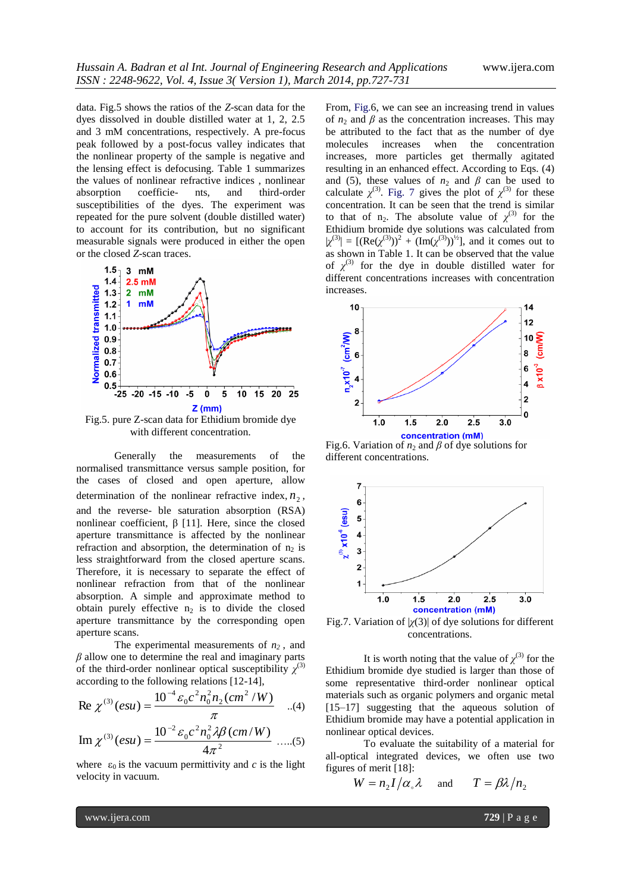data. Fig.5 shows the ratios of the *Z*-scan data for the dyes dissolved in double distilled water at 1, 2, 2.5 and 3 mM concentrations, respectively. A pre-focus peak followed by a post-focus valley indicates that the nonlinear property of the sample is negative and the lensing effect is defocusing. Table 1 summarizes the values of nonlinear refractive indices , nonlinear absorption coefficie- nts, and third-order susceptibilities of the dyes. The experiment was repeated for the pure solvent (double distilled water) to account for its contribution, but no significant measurable signals were produced in either the open or the closed *Z*-scan traces.

Fig.5. pure Z-scan data for Ethidium bromide dye with different concentration.

Generally the measurements of the normalised transmittance versus sample position, for the cases of closed and open aperture, allow determination of the nonlinear refractive index, $n_2$, and the reverse- ble saturation absorption (RSA) nonlinear coefficient, β [11]. Here, since the closed aperture transmittance is affected by the nonlinear refraction and absorption, the determination of $n_2$ is less straightforward from the closed aperture scans. Therefore, it is necessary to separate the effect of nonlinear refraction from that of the nonlinear absorption. A simple and approximate method to obtain purely effective $n_2$ is to divide the closed aperture transmittance by the corresponding open aperture scans.

The experimental measurements of $n_2$ , and $\beta$ allow one to determine the real and imaginary parts of the third-order nonlinear optical susceptibility $\chi^{(3)}$ according to the following relations [12-14],

$$\mathrm{Re}\,\chi^{(3)}(esu) = \frac{10^{-4}\varepsilon_0 c^2 n_0^2 n_2 (cm^2/W)}{\pi} \quad ..(4)$$

$$\mathrm{Im}\,\chi^{(3)}(esu) = \frac{10^{-2}\varepsilon_0 c^2 n_0^2 \lambda\beta (cm/W)}{4\pi^2} \quad .....(5)$$

where $\varepsilon_0$ is the vacuum permittivity and *c* is the light velocity in vacuum.

From, Fig.6, we can see an increasing trend in values of $n_2$ and $\beta$ as the concentration increases. This may be attributed to the fact that as the number of dye molecules increases when the concentration increases, more particles get thermally agitated resulting in an enhanced effect. According to Eqs. (4) and (5), these values of $n_2$ and $\beta$ can be used to calculate $\chi^{(3)}$. Fig. 7 gives the plot of $\chi^{(3)}$ for these concentration. It can be seen that the trend is similar to that of $n_2$. The absolute value of $\chi^{(3)}$ for the Ethidium bromide dye solutions was calculated from $|\chi^{(3)}| = [(\mathrm{Re}(\chi^{(3)}))^2 + (\mathrm{Im}(\chi^{(3)}))^{½}]$, and it comes out to as shown in Table 1. It can be observed that the value of $\chi^{(3)}$ for the dye in double distilled water for different concentrations increases with concentration increases.

Fig.6. Variation of $n_2$ and $\beta$ of dye solutions for different concentrations.

Fig.7. Variation of $|\chi(3)|$ of dye solutions for different concentrations.

It is worth noting that the value of $\chi^{(3)}$ for the Ethidium bromide dye studied is larger than those of some representative third-order nonlinear optical materials such as organic polymers and organic metal [15–17] suggesting that the aqueous solution of Ethidium bromide may have a potential application in nonlinear optical devices.

To evaluate the suitability of a material for all-optical integrated devices, we often use two figures of merit [18]:

$$W = n_2 I/\alpha_\circ\lambda \quad \text{and} \quad T = \beta\lambda/n_2$$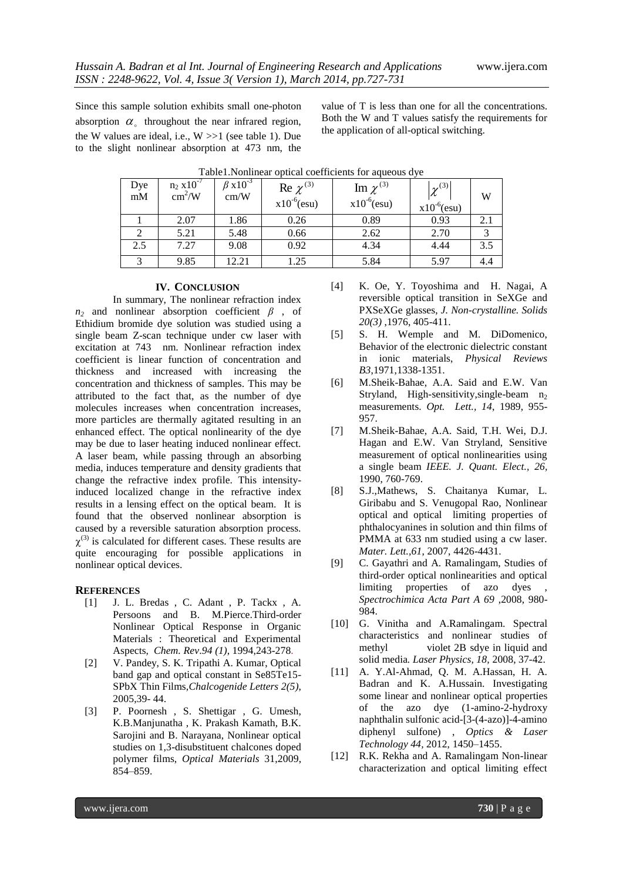Since this sample solution exhibits small one-photon absorption $\alpha_\circ$ throughout the near infrared region, the W values are ideal, i.e., W >>1 (see table 1). Due to the slight nonlinear absorption at 473 nm, the value of T is less than one for all the concentrations. Both the W and T values satisfy the requirements for the application of all-optical switching.

Table1.Nonlinear optical coefficients for aqueous dye

| Dye mM | $n_2$ x$10^{-7}$ cm$^2$/W | $\beta$ x$10^{-3}$ cm/W | Re $\chi^{(3)}$ x$10^{-6}$(esu) | Im $\chi^{(3)}$ x$10^{-6}$(esu) | $\lvert\chi^{(3)}\rvert$ x$10^{-6}$(esu) | W |
|---|---|---|---|---|---|---|
| 1 | 2.07 | 1.86 | 0.26 | 0.89 | 0.93 | 2.1 |
| 2 | 5.21 | 5.48 | 0.66 | 2.62 | 2.70 | 3 |
| 2.5 | 7.27 | 9.08 | 0.92 | 4.34 | 4.44 | 3.5 |
| 3 | 9.85 | 12.21 | 1.25 | 5.84 | 5.97 | 4.4 |

## IV. CONCLUSION

In summary, The nonlinear refraction index $n_2$ and nonlinear absorption coefficient $\beta$ , of Ethidium bromide dye solution was studied using a single beam Z-scan technique under cw laser with excitation at 743 nm. Nonlinear refraction index coefficient is linear function of concentration and thickness and increased with increasing the concentration and thickness of samples. This may be attributed to the fact that, as the number of dye molecules increases when concentration increases, more particles are thermally agitated resulting in an enhanced effect. The optical nonlinearity of the dye may be due to laser heating induced nonlinear effect. A laser beam, while passing through an absorbing media, induces temperature and density gradients that change the refractive index profile. This intensity-induced localized change in the refractive index results in a lensing effect on the optical beam. It is found that the observed nonlinear absorption is caused by a reversible saturation absorption process. $\chi^{(3)}$ is calculated for different cases. These results are quite encouraging for possible applications in nonlinear optical devices.

## REFERENCES

[1] J. L. Bredas , C. Adant , P. Tackx , A. Persoons and B. M.Pierce.Third-order Nonlinear Optical Response in Organic Materials : Theoretical and Experimental Aspects, *Chem. Rev.94 (1)*, 1994,243-278.

[2] V. Pandey, S. K. Tripathi A. Kumar, Optical band gap and optical constant in Se85Te15-SPbX Thin Films,*Chalcogenide Letters 2(5)*, 2005,39- 44.

[3] P. Poornesh , S. Shettigar , G. Umesh, K.B.Manjunatha , K. Prakash Kamath, B.K. Sarojini and B. Narayana, Nonlinear optical studies on 1,3-disubstituent chalcones doped polymer films, *Optical Materials* 31,2009, 854–859.

[4] K. Oe, Y. Toyoshima and H. Nagai, A reversible optical transition in SeXGe and PXSeXGe glasses, *J. Non-crystalline. Solids 20(3)* ,1976, 405-411.

[5] S. H. Wemple and M. DiDomenico, Behavior of the electronic dielectric constant in ionic materials, *Physical Reviews B3*,1971,1338-1351.

[6] M.Sheik-Bahae, A.A. Said and E.W. Van Stryland, High-sensitivity,single-beam $n_2$ measurements. *Opt. Lett., 14*, 1989, 955-957.

[7] M.Sheik-Bahae, A.A. Said, T.H. Wei, D.J. Hagan and E.W. Van Stryland, Sensitive measurement of optical nonlinearities using a single beam *IEEE. J. Quant. Elect., 26*, 1990, 760-769.

[8] S.J.,Mathews, S. Chaitanya Kumar, L. Giribabu and S. Venugopal Rao, Nonlinear optical and optical limiting properties of phthalocyanines in solution and thin films of PMMA at 633 nm studied using a cw laser. *Mater. Lett.,61*, 2007, 4426-4431.

[9] C. Gayathri and A. Ramalingam, Studies of third-order optical nonlinearities and optical limiting properties of azo dyes , *Spectrochimica Acta Part A 69* ,2008, 980-984.

[10] G. Vinitha and A.Ramalingam. Spectral characteristics and nonlinear studies of methyl violet 2B sdye in liquid and solid media. *Laser Physics, 18*, 2008, 37-42.

[11] A. Y.Al-Ahmad, Q. M. A.Hassan, H. A. Badran and K. A.Hussain. Investigating some linear and nonlinear optical properties of the azo dye (1-amino-2-hydroxy naphthalin sulfonic acid-[3-(4-azo)]-4-amino diphenyl sulfone) , *Optics & Laser Technology 44*, 2012, 1450–1455.

[12] R.K. Rekha and A. Ramalingam Non-linear characterization and optical limiting effect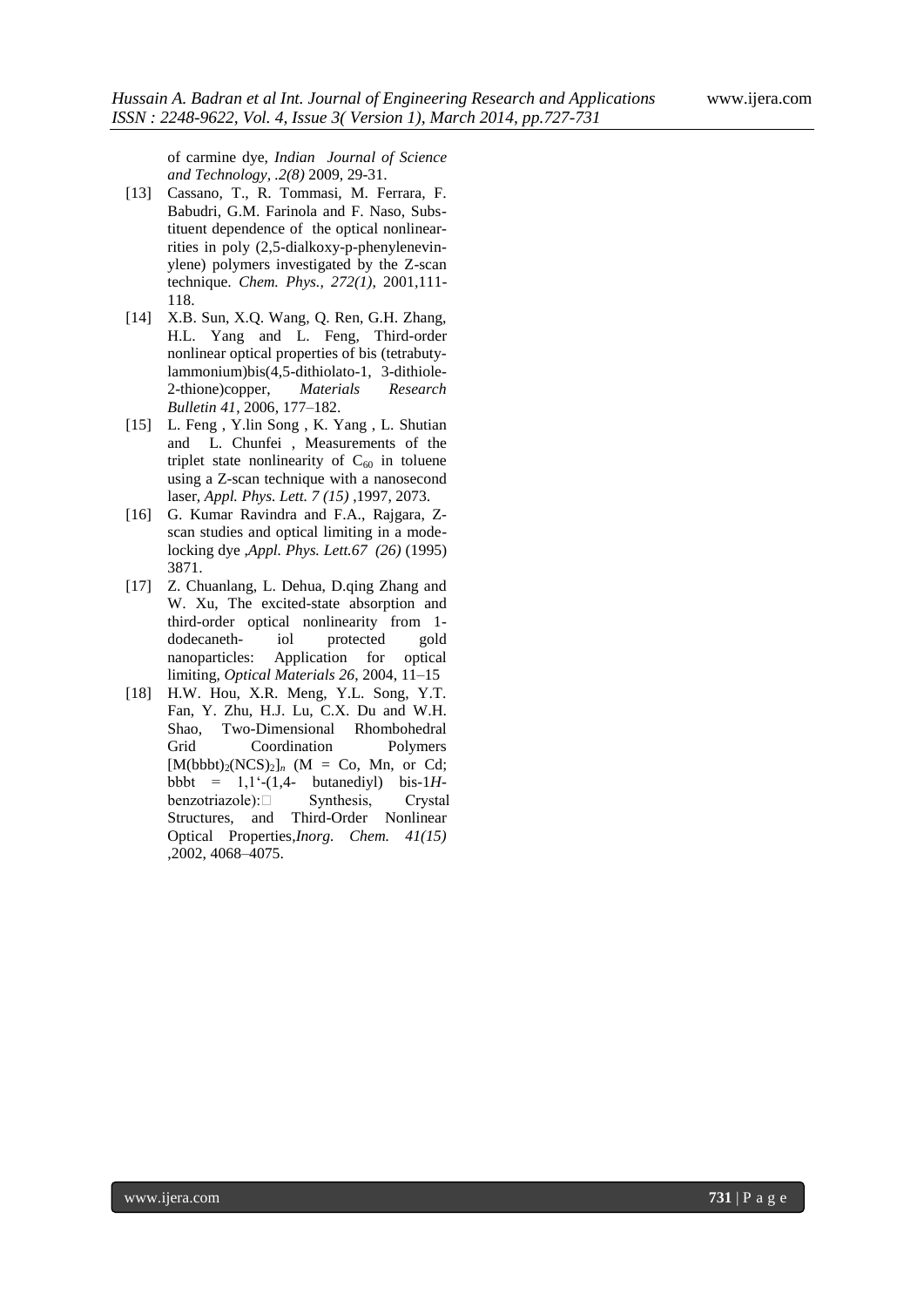of carmine dye, *Indian Journal of Science and Technology, .2(8)* 2009, 29-31.

[13] Cassano, T., R. Tommasi, M. Ferrara, F. Babudri, G.M. Farinola and F. Naso, Substituent dependence of the optical nonlinearrities in poly (2,5-dialkoxy-p-phenylenevinylene) polymers investigated by the Z-scan technique. *Chem. Phys., 272(1)*, 2001,111-118.

[14] X.B. Sun, X.Q. Wang, Q. Ren, G.H. Zhang, H.L. Yang and L. Feng, Third-order nonlinear optical properties of bis (tetrabutylammonium)bis(4,5-dithiolato-1, 3-dithiole-2-thione)copper, *Materials Research Bulletin 41*, 2006, 177–182.

[15] L. Feng , Y.lin Song , K. Yang , L. Shutian and L. Chunfei , Measurements of the triplet state nonlinearity of $C_{60}$ in toluene using a Z-scan technique with a nanosecond laser, *Appl. Phys. Lett. 7 (15)* ,1997, 2073.

[16] G. Kumar Ravindra and F.A., Rajgara, Z-scan studies and optical limiting in a mode-locking dye ,*Appl. Phys. Lett.67 (26)* (1995) 3871.

[17] Z. Chuanlang, L. Dehua, D.qing Zhang and W. Xu, The excited-state absorption and third-order optical nonlinearity from 1-dodecaneth- iol protected gold nanoparticles: Application for optical limiting, *Optical Materials 26*, 2004, 11–15

[18] H.W. Hou, X.R. Meng, Y.L. Song, Y.T. Fan, Y. Zhu, H.J. Lu, C.X. Du and W.H. Shao, Two-Dimensional Rhombohedral Grid Coordination Polymers $[M(bbbt)_2(NCS)_2]_n$ (M = Co, Mn, or Cd; bbbt = 1,1‘-(1,4- butanediyl) bis-1*H*-benzotriazole): Synthesis, Crystal Structures, and Third-Order Nonlinear Optical Properties,*Inorg. Chem. 41(15)* ,2002, 4068–4075.